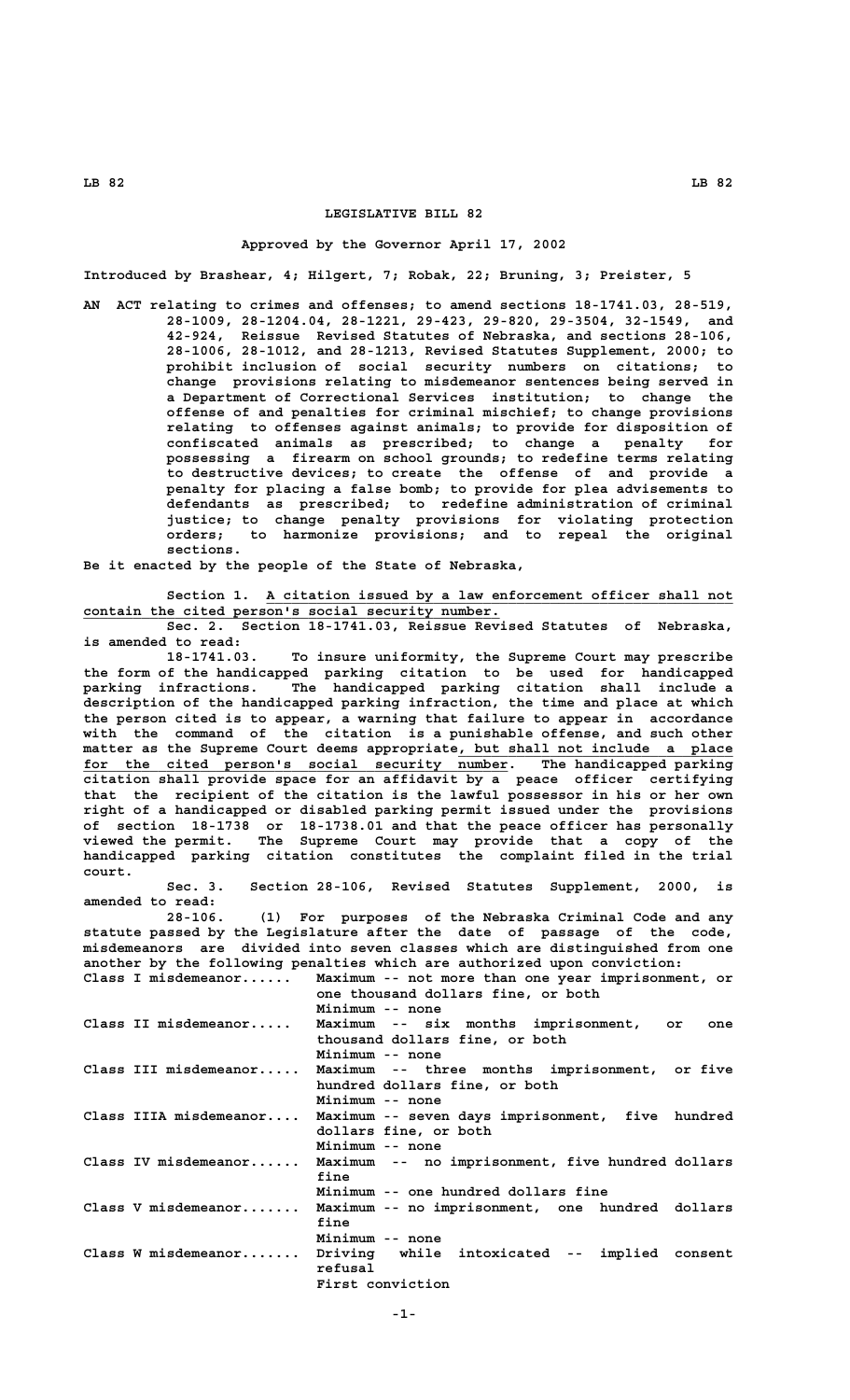# LEGISLATIVE BILL 82

**Approved by the Governor April 17, 2002**

**Introduced by Brashear, 4; Hilgert, 7; Robak, 22; Bruning, 3; Preister, 5**

AN ACT relating to crimes and offenses; to amend sections 18-1741.03, 28-519, 28-1009, 28-1204.04, 28-1221, 29-423, 29-820, 29-3504, 32-1549, and 42-924, Reissue Revised Statutes of Nebraska, and sections 28-106, 28-1006, 28-1012, and 28-1213, Revised Statutes Supplement, 2000; to prohibit inclusion of social security numbers on citations; to change provisions relating to misdemeanor sentences being served in a Department of Correctional Services institution; to change the offense of and penalties for criminal mischief; to change provisions relating to offenses against animals; to provide for disposition of confiscated animals as prescribed; to change a penalty for possessing a firearm on school grounds; to redefine terms relating to destructive devices; to create the offense of and provide a penalty for placing a false bomb; to provide for plea advisements to defendants as prescribed; to redefine administration of criminal justice; to change penalty provisions for violating protection orders; to harmonize provisions; and to repeal the original sections.

Be it enacted by the people of the State of Nebraska,

Section 1. A citation issued by a law enforcement officer shall not contain the cited person's social security number.

Sec. 2. Section 18-1741.03, Reissue Revised Statutes of Nebraska, is amended to read:

18-1741.03. To insure uniformity, the Supreme Court may prescribe the form of the handicapped parking citation to be used for handicapped parking infractions. The handicapped parking citation shall include a description of the handicapped parking infraction, the time and place at which the person cited is to appear, a warning that failure to appear in accordance with the command of the citation is a punishable offense, and such other matter as the Supreme Court deems appropriate, but shall not include a place for the cited person's social security number. The handicapped parking citation shall provide space for an affidavit by a peace officer certifying that the recipient of the citation is the lawful possessor in his or her own right of a handicapped or disabled parking permit issued under the provisions of section 18-1738 or 18-1738.01 and that the peace officer has personally viewed the permit. The Supreme Court may provide that a copy of the handicapped parking citation constitutes the complaint filed in the trial court.

Sec. 3. Section 28-106, Revised Statutes Supplement, 2000, is amended to read:

28-106. (1) For purposes of the Nebraska Criminal Code and any statute passed by the Legislature after the date of passage of the code, misdemeanors are divided into seven classes which are distinguished from one another by the following penalties which are authorized upon conviction:

| | |
|---|---|
| Class I misdemeanor...... | Maximum -- not more than one year imprisonment, or one thousand dollars fine, or both<br>Minimum -- none |
| Class II misdemeanor..... | Maximum -- six months imprisonment, or one thousand dollars fine, or both<br>Minimum -- none |
| Class III misdemeanor..... | Maximum -- three months imprisonment, or five hundred dollars fine, or both<br>Minimum -- none |
| Class IIIA misdemeanor.... | Maximum -- seven days imprisonment, five hundred dollars fine, or both<br>Minimum -- none |
| Class IV misdemeanor...... | Maximum -- no imprisonment, five hundred dollars fine<br>Minimum -- one hundred dollars fine |
| Class V misdemeanor....... | Maximum -- no imprisonment, one hundred dollars fine<br>Minimum -- none |
| Class W misdemeanor....... | Driving while intoxicated -- implied consent refusal<br>First conviction |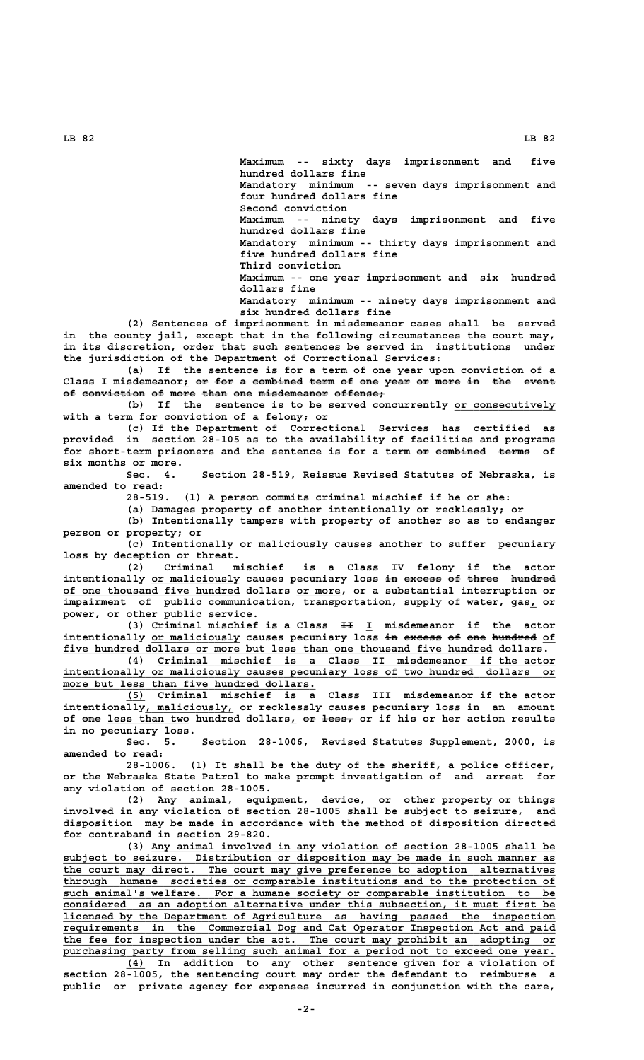Maximum -- sixty days imprisonment and five hundred dollars fine

Mandatory minimum -- seven days imprisonment and four hundred dollars fine

Second conviction

Maximum -- ninety days imprisonment and five hundred dollars fine

Mandatory minimum -- thirty days imprisonment and five hundred dollars fine

Third conviction

Maximum -- one year imprisonment and six hundred dollars fine

Mandatory minimum -- ninety days imprisonment and six hundred dollars fine

(2) Sentences of imprisonment in misdemeanor cases shall be served in the county jail, except that in the following circumstances the court may, in its discretion, order that such sentences be served in institutions under the jurisdiction of the Department of Correctional Services:

(a) If the sentence is for a term of one year upon conviction of a Class I misdemeanor; ~~or for a combined term of one year or more in the event of conviction of more than one misdemeanor offense;~~

(b) If the sentence is to be served concurrently or consecutively with a term for conviction of a felony; or

(c) If the Department of Correctional Services has certified as provided in section 28-105 as to the availability of facilities and programs for short-term prisoners and the sentence is for a term ~~or combined terms~~ of six months or more.

Sec. 4. Section 28-519, Reissue Revised Statutes of Nebraska, is amended to read:

28-519. (1) A person commits criminal mischief if he or she:

(a) Damages property of another intentionally or recklessly; or

(b) Intentionally tampers with property of another so as to endanger person or property; or

(c) Intentionally or maliciously causes another to suffer pecuniary loss by deception or threat.

(2) Criminal mischief is a Class IV felony if the actor intentionally or maliciously causes pecuniary loss ~~in excess of three hundred~~ of one thousand five hundred dollars or more, or a substantial interruption or impairment of public communication, transportation, supply of water, gas, or power, or other public service.

(3) Criminal mischief is a Class ~~II~~ I misdemeanor if the actor intentionally or maliciously causes pecuniary loss ~~in excess of one hundred~~ of five hundred dollars or more but less than one thousand five hundred dollars.

(4) Criminal mischief is a Class II misdemeanor if the actor intentionally or maliciously causes pecuniary loss of two hundred dollars or more but less than five hundred dollars.

(5) Criminal mischief is a Class III misdemeanor if the actor intentionally, maliciously, or recklessly causes pecuniary loss in an amount of ~~one~~ less than two hundred dollars, ~~or less,~~ or if his or her action results in no pecuniary loss.

Sec. 5. Section 28-1006, Revised Statutes Supplement, 2000, is amended to read:

28-1006. (1) It shall be the duty of the sheriff, a police officer, or the Nebraska State Patrol to make prompt investigation of and arrest for any violation of section 28-1005.

(2) Any animal, equipment, device, or other property or things involved in any violation of section 28-1005 shall be subject to seizure, and disposition may be made in accordance with the method of disposition directed for contraband in section 29-820.

(3) Any animal involved in any violation of section 28-1005 shall be subject to seizure. Distribution or disposition may be made in such manner as the court may direct. The court may give preference to adoption alternatives through humane societies or comparable institutions and to the protection of such animal's welfare. For a humane society or comparable institution to be considered as an adoption alternative under this subsection, it must first be licensed by the Department of Agriculture as having passed the inspection requirements in the Commercial Dog and Cat Operator Inspection Act and paid the fee for inspection under the act. The court may prohibit an adopting or purchasing party from selling such animal for a period not to exceed one year.

(4) In addition to any other sentence given for a violation of section 28-1005, the sentencing court may order the defendant to reimburse a public or private agency for expenses incurred in conjunction with the care,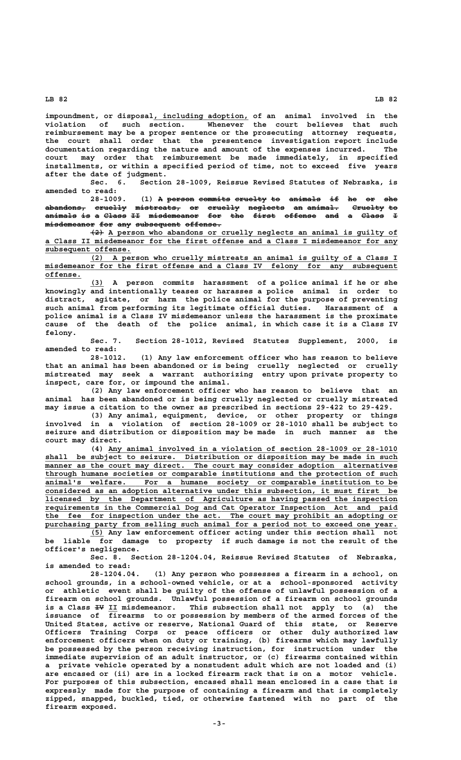impoundment, or disposal, including adoption, of an animal involved in the violation of such section. Whenever the court believes that such reimbursement may be a proper sentence or the prosecuting attorney requests, the court shall order that the presentence investigation report include documentation regarding the nature and amount of the expenses incurred. The court may order that reimbursement be made immediately, in specified installments, or within a specified period of time, not to exceed five years after the date of judgment.

Sec. 6. Section 28-1009, Reissue Revised Statutes of Nebraska, is amended to read:

28-1009. (1) ~~A person commits cruelty to animals if he or she abandons, cruelly mistreats, or cruelly neglects an animal. Cruelty to animals is a Class II misdemeanor for the first offense and a Class I misdemeanor for any subsequent offense.~~

~~(2)~~ A person who abandons or cruelly neglects an animal is guilty of a Class II misdemeanor for the first offense and a Class I misdemeanor for any subsequent offense.

(2) A person who cruelly mistreats an animal is guilty of a Class I misdemeanor for the first offense and a Class IV felony for any subsequent offense.

(3) A person commits harassment of a police animal if he or she knowingly and intentionally teases or harasses a police animal in order to distract, agitate, or harm the police animal for the purpose of preventing such animal from performing its legitimate official duties. Harassment of a police animal is a Class IV misdemeanor unless the harassment is the proximate cause of the death of the police animal, in which case it is a Class IV felony.

Sec. 7. Section 28-1012, Revised Statutes Supplement, 2000, is amended to read:

28-1012. (1) Any law enforcement officer who has reason to believe that an animal has been abandoned or is being cruelly neglected or cruelly mistreated may seek a warrant authorizing entry upon private property to inspect, care for, or impound the animal.

(2) Any law enforcement officer who has reason to believe that an animal has been abandoned or is being cruelly neglected or cruelly mistreated may issue a citation to the owner as prescribed in sections 29-422 to 29-429.

(3) Any animal, equipment, device, or other property or things involved in a violation of section 28-1009 or 28-1010 shall be subject to seizure and distribution or disposition may be made in such manner as the court may direct.

(4) Any animal involved in a violation of section 28-1009 or 28-1010 shall be subject to seizure. Distribution or disposition may be made in such manner as the court may direct. The court may consider adoption alternatives through humane societies or comparable institutions and the protection of such animal's welfare. For a humane society or comparable institution to be considered as an adoption alternative under this subsection, it must first be licensed by the Department of Agriculture as having passed the inspection requirements in the Commercial Dog and Cat Operator Inspection Act and paid the fee for inspection under the act. The court may prohibit an adopting or purchasing party from selling such animal for a period not to exceed one year.

(5) Any law enforcement officer acting under this section shall not be liable for damage to property if such damage is not the result of the officer's negligence.

Sec. 8. Section 28-1204.04, Reissue Revised Statutes of Nebraska, is amended to read:

28-1204.04. (1) Any person who possesses a firearm in a school, on school grounds, in a school-owned vehicle, or at a school-sponsored activity or athletic event shall be guilty of the offense of unlawful possession of a firearm on school grounds. Unlawful possession of a firearm on school grounds is a Class ~~IV~~ II misdemeanor. This subsection shall not apply to (a) the issuance of firearms to or possession by members of the armed forces of the United States, active or reserve, National Guard of this state, or Reserve Officers Training Corps or peace officers or other duly authorized law enforcement officers when on duty or training, (b) firearms which may lawfully be possessed by the person receiving instruction, for instruction under the immediate supervision of an adult instructor, or (c) firearms contained within a private vehicle operated by a nonstudent adult which are not loaded and (i) are encased or (ii) are in a locked firearm rack that is on a motor vehicle. For purposes of this subsection, encased shall mean enclosed in a case that is expressly made for the purpose of containing a firearm and that is completely zipped, snapped, buckled, tied, or otherwise fastened with no part of the firearm exposed.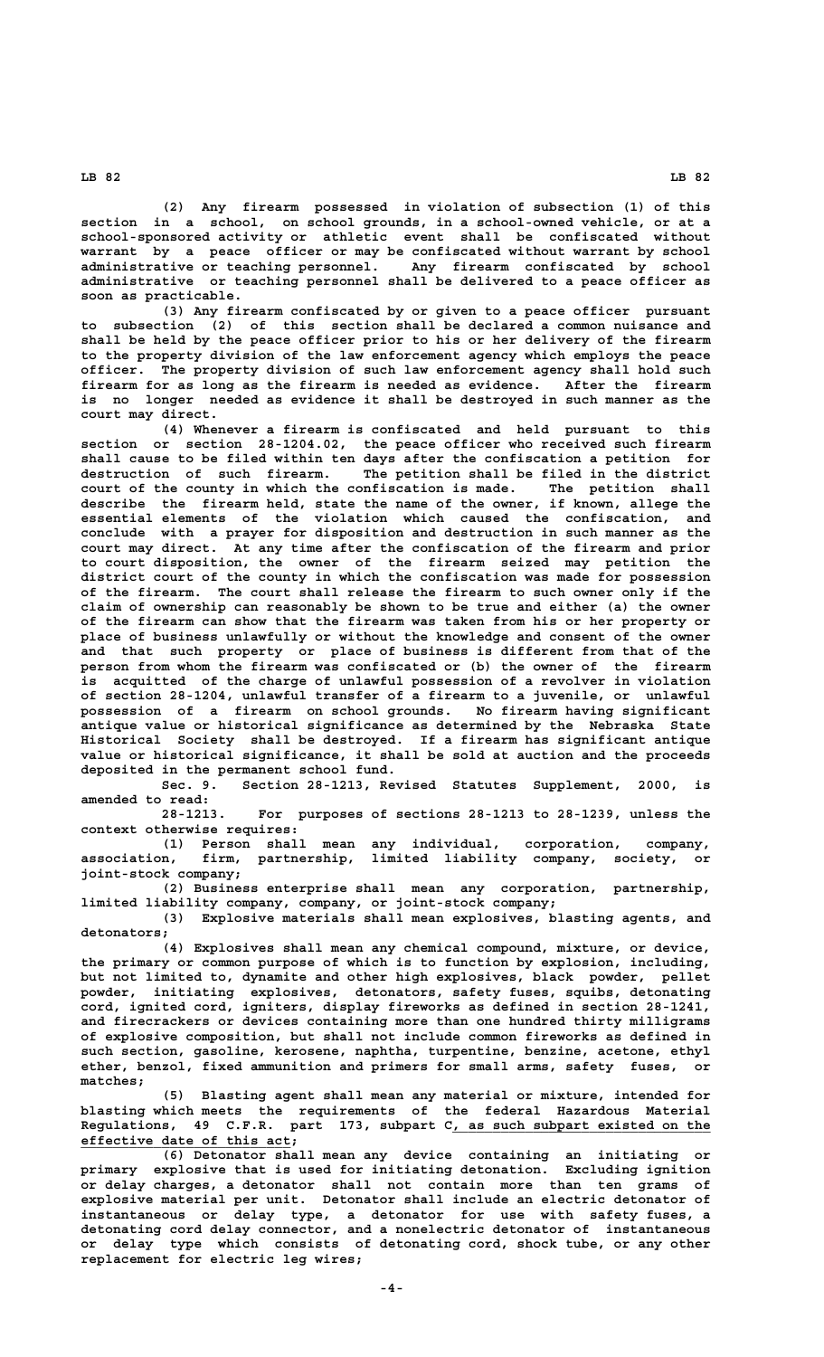(2) Any firearm possessed in violation of subsection (1) of this section in a school, on school grounds, in a school-owned vehicle, or at a school-sponsored activity or athletic event shall be confiscated without warrant by a peace officer or may be confiscated without warrant by school administrative or teaching personnel. Any firearm confiscated by school administrative or teaching personnel shall be delivered to a peace officer as soon as practicable.

(3) Any firearm confiscated by or given to a peace officer pursuant to subsection (2) of this section shall be declared a common nuisance and shall be held by the peace officer prior to his or her delivery of the firearm to the property division of the law enforcement agency which employs the peace officer. The property division of such law enforcement agency shall hold such firearm for as long as the firearm is needed as evidence. After the firearm is no longer needed as evidence it shall be destroyed in such manner as the court may direct.

(4) Whenever a firearm is confiscated and held pursuant to this section or section 28-1204.02, the peace officer who received such firearm shall cause to be filed within ten days after the confiscation a petition for destruction of such firearm. The petition shall be filed in the district court of the county in which the confiscation is made. The petition shall describe the firearm held, state the name of the owner, if known, allege the essential elements of the violation which caused the confiscation, and conclude with a prayer for disposition and destruction in such manner as the court may direct. At any time after the confiscation of the firearm and prior to court disposition, the owner of the firearm seized may petition the district court of the county in which the confiscation was made for possession of the firearm. The court shall release the firearm to such owner only if the claim of ownership can reasonably be shown to be true and either (a) the owner of the firearm can show that the firearm was taken from his or her property or place of business unlawfully or without the knowledge and consent of the owner and that such property or place of business is different from that of the person from whom the firearm was confiscated or (b) the owner of the firearm is acquitted of the charge of unlawful possession of a revolver in violation of section 28-1204, unlawful transfer of a firearm to a juvenile, or unlawful possession of a firearm on school grounds. No firearm having significant antique value or historical significance as determined by the Nebraska State Historical Society shall be destroyed. If a firearm has significant antique value or historical significance, it shall be sold at auction and the proceeds deposited in the permanent school fund.

Sec. 9. Section 28-1213, Revised Statutes Supplement, 2000, is amended to read:

28-1213. For purposes of sections 28-1213 to 28-1239, unless the context otherwise requires:

(1) Person shall mean any individual, corporation, company, association, firm, partnership, limited liability company, society, or joint-stock company;

(2) Business enterprise shall mean any corporation, partnership, limited liability company, company, or joint-stock company;

(3) Explosive materials shall mean explosives, blasting agents, and detonators;

(4) Explosives shall mean any chemical compound, mixture, or device, the primary or common purpose of which is to function by explosion, including, but not limited to, dynamite and other high explosives, black powder, pellet powder, initiating explosives, detonators, safety fuses, squibs, detonating cord, ignited cord, igniters, display fireworks as defined in section 28-1241, and firecrackers or devices containing more than one hundred thirty milligrams of explosive composition, but shall not include common fireworks as defined in such section, gasoline, kerosene, naphtha, turpentine, benzine, acetone, ethyl ether, benzol, fixed ammunition and primers for small arms, safety fuses, or matches;

(5) Blasting agent shall mean any material or mixture, intended for blasting which meets the requirements of the federal Hazardous Material Regulations, 49 C.F.R. part 173, subpart C, as such subpart existed on the effective date of this act;

(6) Detonator shall mean any device containing an initiating or primary explosive that is used for initiating detonation. Excluding ignition or delay charges, a detonator shall not contain more than ten grams of explosive material per unit. Detonator shall include an electric detonator of instantaneous or delay type, a detonator for use with safety fuses, a detonating cord delay connector, and a nonelectric detonator of instantaneous or delay type which consists of detonating cord, shock tube, or any other replacement for electric leg wires;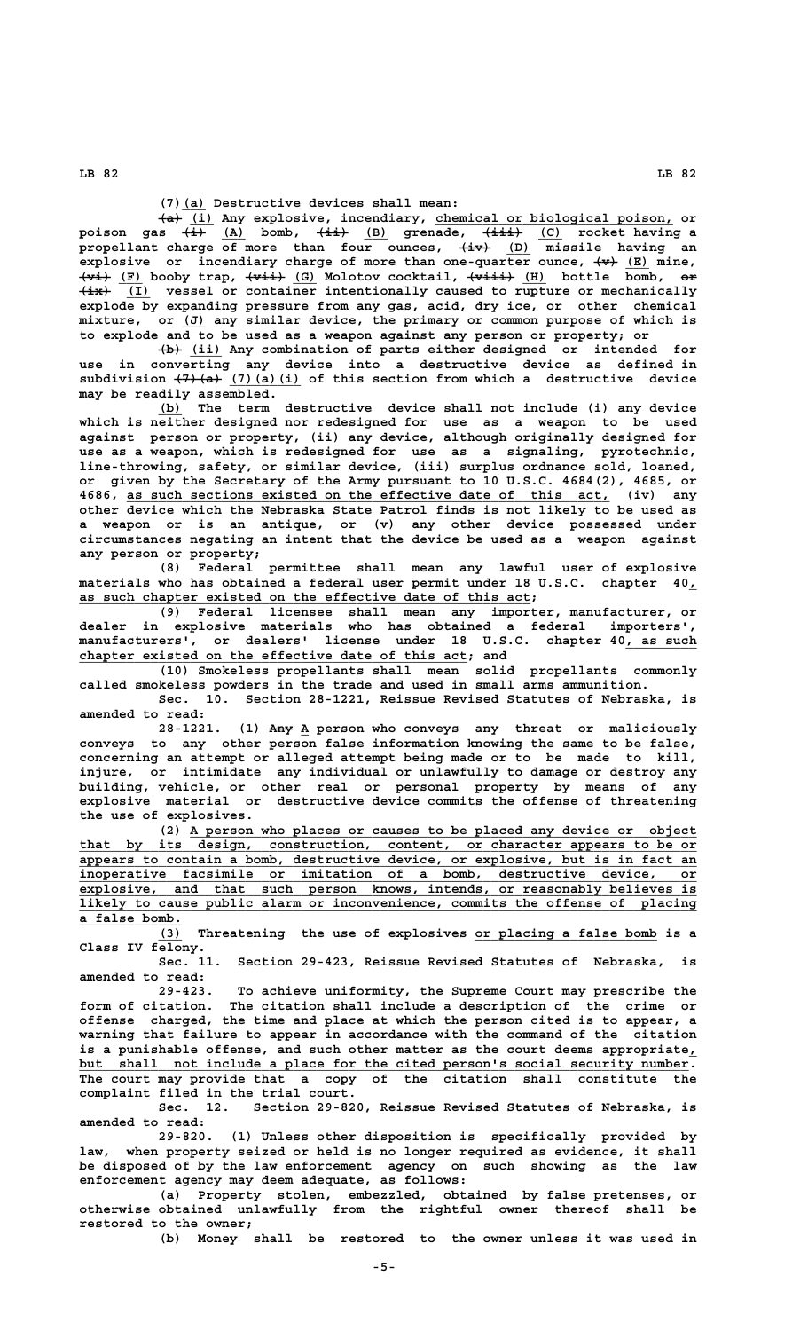(7)(a) Destructive devices shall mean:

~~(a)~~ (i) Any explosive, incendiary, chemical or biological poison, or poison gas ~~(i)~~ (A) bomb, ~~(ii)~~ (B) grenade, ~~(iii)~~ (C) rocket having a propellant charge of more than four ounces, ~~(iv)~~ (D) missile having an explosive or incendiary charge of more than one-quarter ounce, ~~(v)~~ (E) mine, ~~(vi)~~ (F) booby trap, ~~(vii)~~ (G) Molotov cocktail, ~~(viii)~~ (H) bottle bomb, ~~or~~ ~~(ix)~~ (I) vessel or container intentionally caused to rupture or mechanically explode by expanding pressure from any gas, acid, dry ice, or other chemical mixture, or (J) any similar device, the primary or common purpose of which is to explode and to be used as a weapon against any person or property; or

~~(b)~~ (ii) Any combination of parts either designed or intended for use in converting any device into a destructive device as defined in subdivision ~~(7)(a)~~ (7)(a)(i) of this section from which a destructive device may be readily assembled.

(b) The term destructive device shall not include (i) any device which is neither designed nor redesigned for use as a weapon to be used against person or property, (ii) any device, although originally designed for use as a weapon, which is redesigned for use as a signaling, pyrotechnic, line-throwing, safety, or similar device, (iii) surplus ordnance sold, loaned, or given by the Secretary of the Army pursuant to 10 U.S.C. 4684(2), 4685, or 4686, as such sections existed on the effective date of this act, (iv) any other device which the Nebraska State Patrol finds is not likely to be used as a weapon or is an antique, or (v) any other device possessed under circumstances negating an intent that the device be used as a weapon against any person or property;

(8) Federal permittee shall mean any lawful user of explosive materials who has obtained a federal user permit under 18 U.S.C. chapter 40, as such chapter existed on the effective date of this act;

(9) Federal licensee shall mean any importer, manufacturer, or dealer in explosive materials who has obtained a federal importers', manufacturers', or dealers' license under 18 U.S.C. chapter 40, as such chapter existed on the effective date of this act; and

(10) Smokeless propellants shall mean solid propellants commonly called smokeless powders in the trade and used in small arms ammunition.

Sec. 10. Section 28-1221, Reissue Revised Statutes of Nebraska, is amended to read:

28-1221. (1) ~~Any~~ A person who conveys any threat or maliciously conveys to any other person false information knowing the same to be false, concerning an attempt or alleged attempt being made or to be made to kill, injure, or intimidate any individual or unlawfully to damage or destroy any building, vehicle, or other real or personal property by means of any explosive material or destructive device commits the offense of threatening the use of explosives.

(2) A person who places or causes to be placed any device or object that by its design, construction, content, or character appears to be or appears to contain a bomb, destructive device, or explosive, but is in fact an inoperative facsimile or imitation of a bomb, destructive device, or explosive, and that such person knows, intends, or reasonably believes is likely to cause public alarm or inconvenience, commits the offense of placing a false bomb.

(3) Threatening the use of explosives or placing a false bomb is a Class IV felony.

Sec. 11. Section 29-423, Reissue Revised Statutes of Nebraska, is amended to read:

29-423. To achieve uniformity, the Supreme Court may prescribe the form of citation. The citation shall include a description of the crime or offense charged, the time and place at which the person cited is to appear, a warning that failure to appear in accordance with the command of the citation is a punishable offense, and such other matter as the court deems appropriate, but shall not include a place for the cited person's social security number. The court may provide that a copy of the citation shall constitute the complaint filed in the trial court.

Sec. 12. Section 29-820, Reissue Revised Statutes of Nebraska, is amended to read:

29-820. (1) Unless other disposition is specifically provided by law, when property seized or held is no longer required as evidence, it shall be disposed of by the law enforcement agency on such showing as the law enforcement agency may deem adequate, as follows:

(a) Property stolen, embezzled, obtained by false pretenses, or otherwise obtained unlawfully from the rightful owner thereof shall be restored to the owner;

(b) Money shall be restored to the owner unless it was used in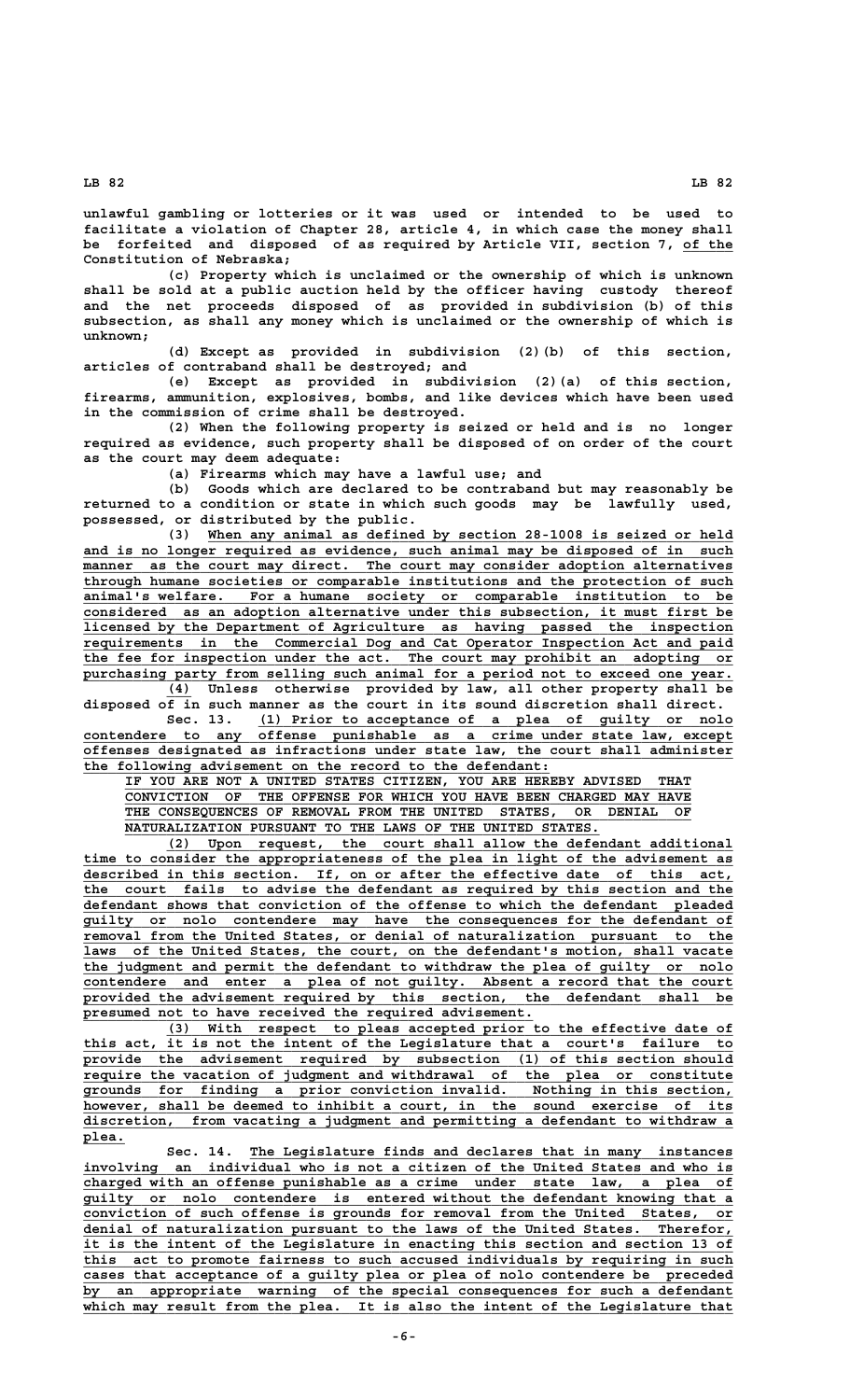unlawful gambling or lotteries or it was used or intended to be used to facilitate a violation of Chapter 28, article 4, in which case the money shall be forfeited and disposed of as required by Article VII, section 7, of the Constitution of Nebraska;

(c) Property which is unclaimed or the ownership of which is unknown shall be sold at a public auction held by the officer having custody thereof and the net proceeds disposed of as provided in subdivision (b) of this subsection, as shall any money which is unclaimed or the ownership of which is unknown;

(d) Except as provided in subdivision (2)(b) of this section, articles of contraband shall be destroyed; and

(e) Except as provided in subdivision (2)(a) of this section, firearms, ammunition, explosives, bombs, and like devices which have been used in the commission of crime shall be destroyed.

(2) When the following property is seized or held and is no longer required as evidence, such property shall be disposed of on order of the court as the court may deem adequate:

(a) Firearms which may have a lawful use; and

(b) Goods which are declared to be contraband but may reasonably be returned to a condition or state in which such goods may be lawfully used, possessed, or distributed by the public.

(3) When any animal as defined by section 28-1008 is seized or held and is no longer required as evidence, such animal may be disposed of in such manner as the court may direct. The court may consider adoption alternatives through humane societies or comparable institutions and the protection of such animal's welfare. For a humane society or comparable institution to be considered as an adoption alternative under this subsection, it must first be licensed by the Department of Agriculture as having passed the inspection requirements in the Commercial Dog and Cat Operator Inspection Act and paid the fee for inspection under the act. The court may prohibit an adopting or purchasing party from selling such animal for a period not to exceed one year.

(4) Unless otherwise provided by law, all other property shall be disposed of in such manner as the court in its sound discretion shall direct.

Sec. 13. (1) Prior to acceptance of a plea of guilty or nolo contendere to any offense punishable as a crime under state law, except offenses designated as infractions under state law, the court shall administer the following advisement on the record to the defendant:

IF YOU ARE NOT A UNITED STATES CITIZEN, YOU ARE HEREBY ADVISED THAT CONVICTION OF THE OFFENSE FOR WHICH YOU HAVE BEEN CHARGED MAY HAVE THE CONSEQUENCES OF REMOVAL FROM THE UNITED STATES, OR DENIAL OF NATURALIZATION PURSUANT TO THE LAWS OF THE UNITED STATES.

(2) Upon request, the court shall allow the defendant additional time to consider the appropriateness of the plea in light of the advisement as described in this section. If, on or after the effective date of this act, the court fails to advise the defendant as required by this section and the defendant shows that conviction of the offense to which the defendant pleaded guilty or nolo contendere may have the consequences for the defendant of removal from the United States, or denial of naturalization pursuant to the laws of the United States, the court, on the defendant's motion, shall vacate the judgment and permit the defendant to withdraw the plea of guilty or nolo contendere and enter a plea of not guilty. Absent a record that the court provided the advisement required by this section, the defendant shall be presumed not to have received the required advisement.

(3) With respect to pleas accepted prior to the effective date of this act, it is not the intent of the Legislature that a court's failure to provide the advisement required by subsection (1) of this section should require the vacation of judgment and withdrawal of the plea or constitute grounds for finding a prior conviction invalid. Nothing in this section, however, shall be deemed to inhibit a court, in the sound exercise of its discretion, from vacating a judgment and permitting a defendant to withdraw a plea.

Sec. 14. The Legislature finds and declares that in many instances involving an individual who is not a citizen of the United States and who is charged with an offense punishable as a crime under state law, a plea of guilty or nolo contendere is entered without the defendant knowing that a conviction of such offense is grounds for removal from the United States, or denial of naturalization pursuant to the laws of the United States. Therefor, it is the intent of the Legislature in enacting this section and section 13 of this act to promote fairness to such accused individuals by requiring in such cases that acceptance of a guilty plea or plea of nolo contendere be preceded by an appropriate warning of the special consequences for such a defendant which may result from the plea. It is also the intent of the Legislature that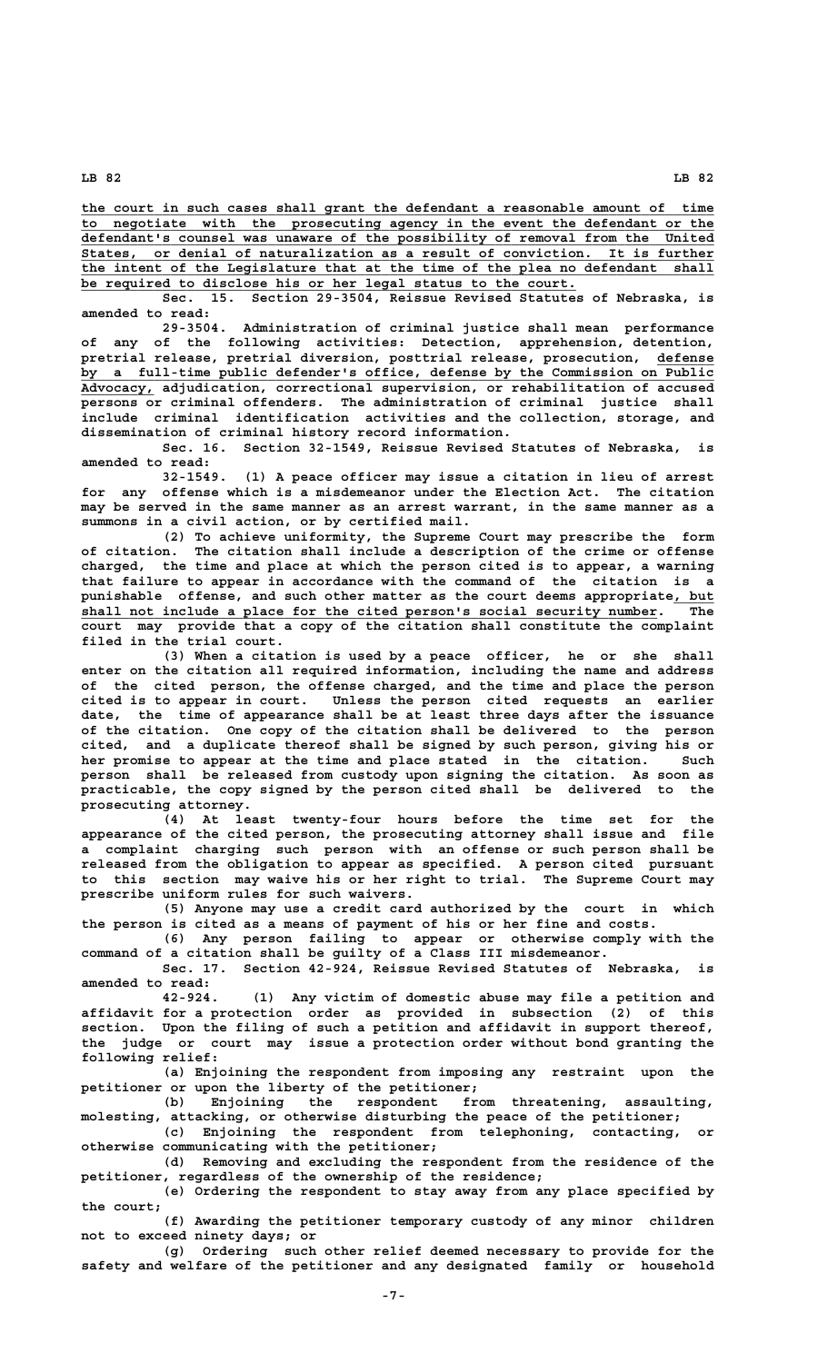the court in such cases shall grant the defendant a reasonable amount of time to negotiate with the prosecuting agency in the event the defendant or the defendant's counsel was unaware of the possibility of removal from the United States, or denial of naturalization as a result of conviction. It is further the intent of the Legislature that at the time of the plea no defendant shall be required to disclose his or her legal status to the court.

Sec. 15. Section 29-3504, Reissue Revised Statutes of Nebraska, is amended to read:

29-3504. Administration of criminal justice shall mean performance of any of the following activities: Detection, apprehension, detention, pretrial release, pretrial diversion, posttrial release, prosecution, defense by a full-time public defender's office, defense by the Commission on Public Advocacy, adjudication, correctional supervision, or rehabilitation of accused persons or criminal offenders. The administration of criminal justice shall include criminal identification activities and the collection, storage, and dissemination of criminal history record information.

Sec. 16. Section 32-1549, Reissue Revised Statutes of Nebraska, is amended to read:

32-1549. (1) A peace officer may issue a citation in lieu of arrest for any offense which is a misdemeanor under the Election Act. The citation may be served in the same manner as an arrest warrant, in the same manner as a summons in a civil action, or by certified mail.

(2) To achieve uniformity, the Supreme Court may prescribe the form of citation. The citation shall include a description of the crime or offense charged, the time and place at which the person cited is to appear, a warning that failure to appear in accordance with the command of the citation is a punishable offense, and such other matter as the court deems appropriate, but shall not include a place for the cited person's social security number. The court may provide that a copy of the citation shall constitute the complaint filed in the trial court.

(3) When a citation is used by a peace officer, he or she shall enter on the citation all required information, including the name and address of the cited person, the offense charged, and the time and place the person cited is to appear in court. Unless the person cited requests an earlier date, the time of appearance shall be at least three days after the issuance of the citation. One copy of the citation shall be delivered to the person cited, and a duplicate thereof shall be signed by such person, giving his or her promise to appear at the time and place stated in the citation. Such person shall be released from custody upon signing the citation. As soon as practicable, the copy signed by the person cited shall be delivered to the prosecuting attorney.

(4) At least twenty-four hours before the time set for the appearance of the cited person, the prosecuting attorney shall issue and file a complaint charging such person with an offense or such person shall be released from the obligation to appear as specified. A person cited pursuant to this section may waive his or her right to trial. The Supreme Court may prescribe uniform rules for such waivers.

(5) Anyone may use a credit card authorized by the court in which the person is cited as a means of payment of his or her fine and costs.

(6) Any person failing to appear or otherwise comply with the command of a citation shall be guilty of a Class III misdemeanor.

Sec. 17. Section 42-924, Reissue Revised Statutes of Nebraska, is amended to read:

42-924. (1) Any victim of domestic abuse may file a petition and affidavit for a protection order as provided in subsection (2) of this section. Upon the filing of such a petition and affidavit in support thereof, the judge or court may issue a protection order without bond granting the following relief:

(a) Enjoining the respondent from imposing any restraint upon the petitioner or upon the liberty of the petitioner;

(b) Enjoining the respondent from threatening, assaulting, molesting, attacking, or otherwise disturbing the peace of the petitioner;

(c) Enjoining the respondent from telephoning, contacting, or otherwise communicating with the petitioner;

(d) Removing and excluding the respondent from the residence of the petitioner, regardless of the ownership of the residence;

(e) Ordering the respondent to stay away from any place specified by the court;

(f) Awarding the petitioner temporary custody of any minor children not to exceed ninety days; or

(g) Ordering such other relief deemed necessary to provide for the safety and welfare of the petitioner and any designated family or household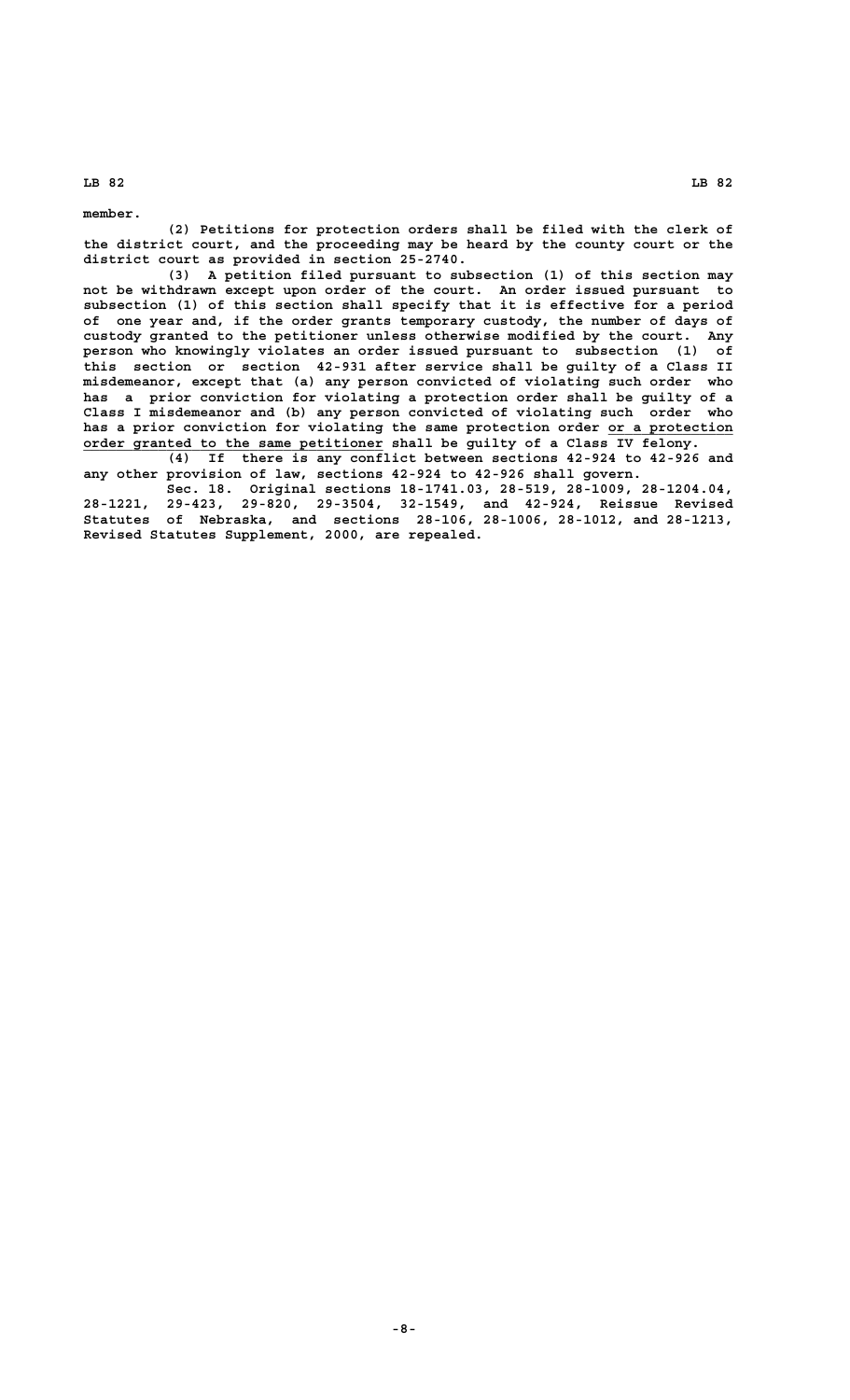member.

(2) Petitions for protection orders shall be filed with the clerk of the district court, and the proceeding may be heard by the county court or the district court as provided in section 25-2740.

(3) A petition filed pursuant to subsection (1) of this section may not be withdrawn except upon order of the court. An order issued pursuant to subsection (1) of this section shall specify that it is effective for a period of one year and, if the order grants temporary custody, the number of days of custody granted to the petitioner unless otherwise modified by the court. Any person who knowingly violates an order issued pursuant to subsection (1) of this section or section 42-931 after service shall be guilty of a Class II misdemeanor, except that (a) any person convicted of violating such order who has a prior conviction for violating a protection order shall be guilty of a Class I misdemeanor and (b) any person convicted of violating such order who has a prior conviction for violating the same protection order or a protection order granted to the same petitioner shall be guilty of a Class IV felony.

(4) If there is any conflict between sections 42-924 to 42-926 and any other provision of law, sections 42-924 to 42-926 shall govern.

Sec. 18. Original sections 18-1741.03, 28-519, 28-1009, 28-1204.04, 28-1221, 29-423, 29-820, 29-3504, 32-1549, and 42-924, Reissue Revised Statutes of Nebraska, and sections 28-106, 28-1006, 28-1012, and 28-1213, Revised Statutes Supplement, 2000, are repealed.